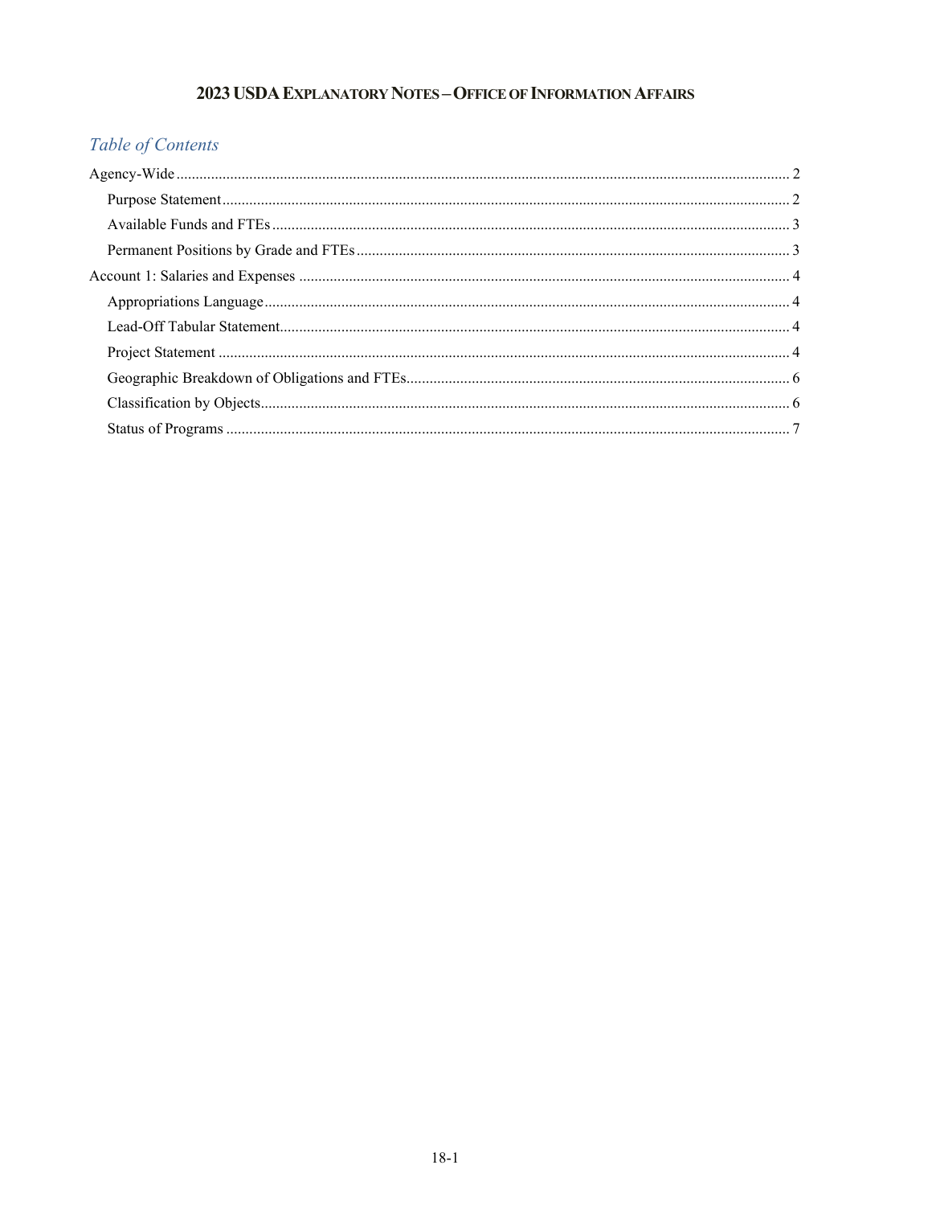# 2023 USDA Explanatory Notes – Office of Information Affairs

## Table of Contents

- Agency-Wide ........................................ 2
  - Purpose Statement ........................................ 2
  - Available Funds and FTEs ........................................ 3
  - Permanent Positions by Grade and FTEs ........................................ 3
- Account 1: Salaries and Expenses ........................................ 4
  - Appropriations Language ........................................ 4
  - Lead-Off Tabular Statement ........................................ 4
  - Project Statement ........................................ 4
  - Geographic Breakdown of Obligations and FTEs ........................................ 6
  - Classification by Objects ........................................ 6
  - Status of Programs ........................................ 7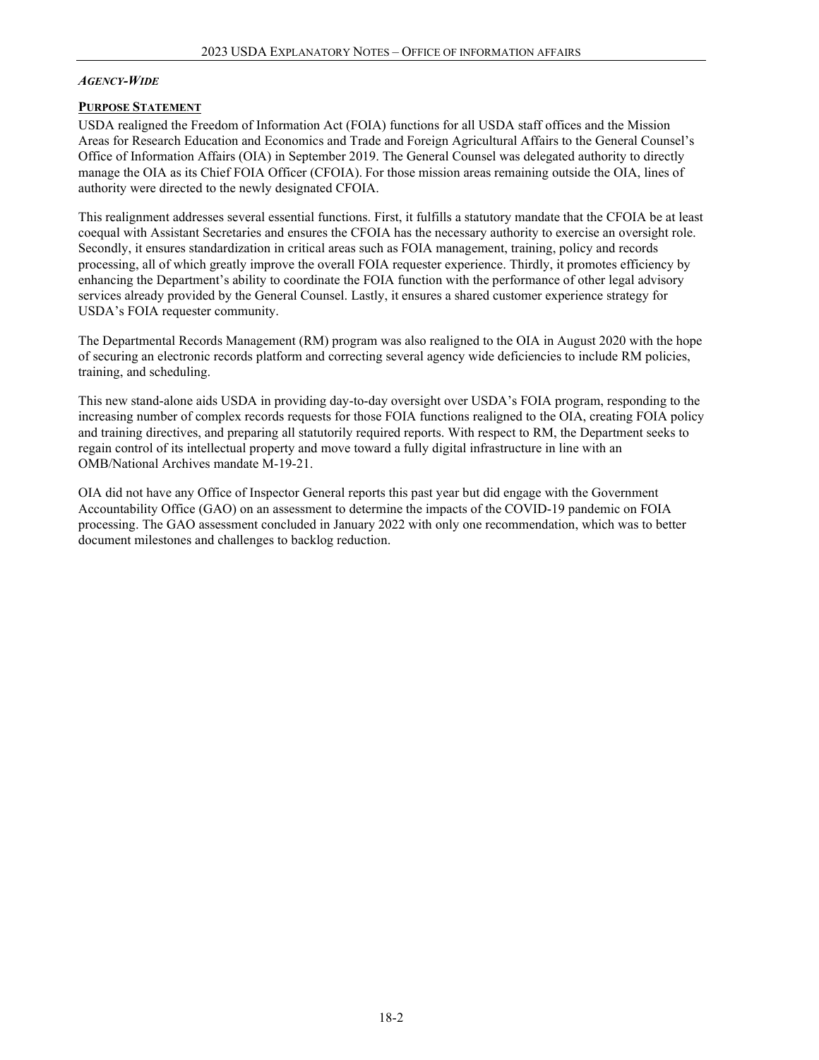***Agency-Wide***

**Purpose Statement**

USDA realigned the Freedom of Information Act (FOIA) functions for all USDA staff offices and the Mission Areas for Research Education and Economics and Trade and Foreign Agricultural Affairs to the General Counsel's Office of Information Affairs (OIA) in September 2019. The General Counsel was delegated authority to directly manage the OIA as its Chief FOIA Officer (CFOIA). For those mission areas remaining outside the OIA, lines of authority were directed to the newly designated CFOIA.

This realignment addresses several essential functions. First, it fulfills a statutory mandate that the CFOIA be at least coequal with Assistant Secretaries and ensures the CFOIA has the necessary authority to exercise an oversight role. Secondly, it ensures standardization in critical areas such as FOIA management, training, policy and records processing, all of which greatly improve the overall FOIA requester experience. Thirdly, it promotes efficiency by enhancing the Department's ability to coordinate the FOIA function with the performance of other legal advisory services already provided by the General Counsel. Lastly, it ensures a shared customer experience strategy for USDA's FOIA requester community.

The Departmental Records Management (RM) program was also realigned to the OIA in August 2020 with the hope of securing an electronic records platform and correcting several agency wide deficiencies to include RM policies, training, and scheduling.

This new stand-alone aids USDA in providing day-to-day oversight over USDA's FOIA program, responding to the increasing number of complex records requests for those FOIA functions realigned to the OIA, creating FOIA policy and training directives, and preparing all statutorily required reports. With respect to RM, the Department seeks to regain control of its intellectual property and move toward a fully digital infrastructure in line with an OMB/National Archives mandate M-19-21.

OIA did not have any Office of Inspector General reports this past year but did engage with the Government Accountability Office (GAO) on an assessment to determine the impacts of the COVID-19 pandemic on FOIA processing. The GAO assessment concluded in January 2022 with only one recommendation, which was to better document milestones and challenges to backlog reduction.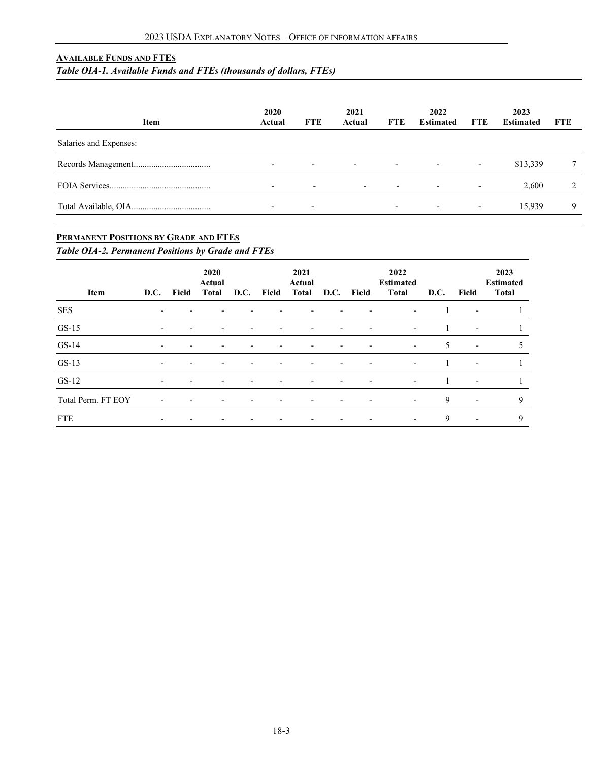## Available Funds and FTEs

*Table OIA-1. Available Funds and FTEs (thousands of dollars, FTEs)*

| Item | 2020 Actual | FTE | 2021 Actual | FTE | 2022 Estimated | FTE | 2023 Estimated | FTE |
|---|---|---|---|---|---|---|---|---|
| Salaries and Expenses: | | | | | | | | |
| Records Management.................................. | - | - | - | - | - | - | $13,339 | 7 |
| FOIA Services............................................. | - | - | - | - | - | - | 2,600 | 2 |
| Total Available, OIA.................................... | - | - | | - | - | - | 15,939 | 9 |

## Permanent Positions by Grade and FTEs

*Table OIA-2. Permanent Positions by Grade and FTEs*

| Item | D.C. | Field | 2020 Actual Total | D.C. | Field | 2021 Actual Total | D.C. | Field | 2022 Estimated Total | D.C. | Field | 2023 Estimated Total |
|---|---|---|---|---|---|---|---|---|---|---|---|---|
| SES | - | - | - | - | - | - | - | - | - | 1 | - | 1 |
| GS-15 | - | - | - | - | - | - | - | - | - | 1 | - | 1 |
| GS-14 | - | - | - | - | - | - | - | - | - | 5 | - | 5 |
| GS-13 | - | - | - | - | - | - | - | - | - | 1 | - | 1 |
| GS-12 | - | - | - | - | - | - | - | - | - | 1 | - | 1 |
| Total Perm. FT EOY | - | - | - | - | - | - | - | - | - | 9 | - | 9 |
| FTE | - | - | - | - | - | - | - | - | - | 9 | - | 9 |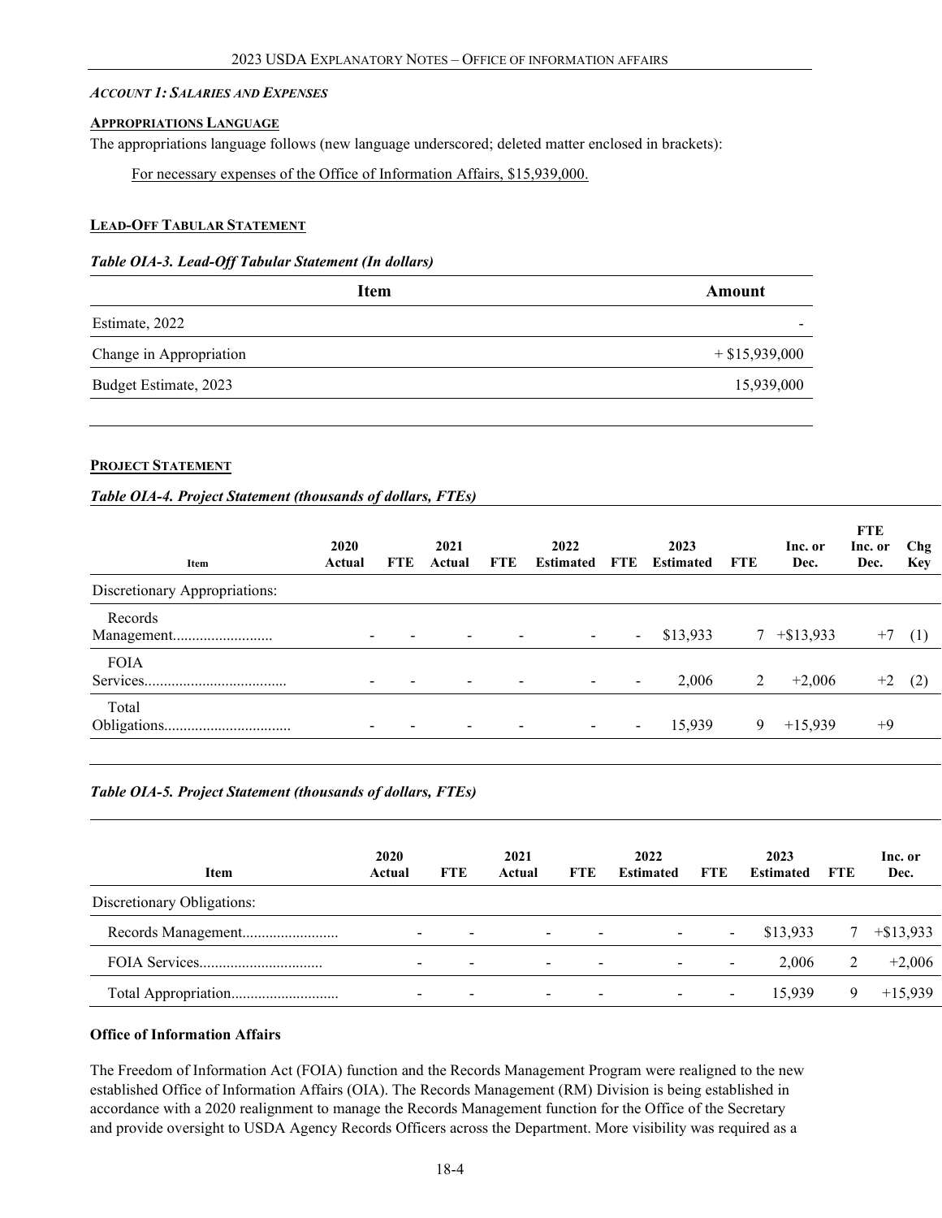*ACCOUNT 1: SALARIES AND EXPENSES*

**APPROPRIATIONS LANGUAGE**

The appropriations language follows (new language underscored; deleted matter enclosed in brackets):

For necessary expenses of the Office of Information Affairs, $15,939,000.

**LEAD-OFF TABULAR STATEMENT**

***Table OIA-3. Lead-Off Tabular Statement (In dollars)***

| Item | Amount |
|---|---|
| Estimate, 2022 | - |
| Change in Appropriation | + $15,939,000 |
| Budget Estimate, 2023 | 15,939,000 |

**PROJECT STATEMENT**

***Table OIA-4. Project Statement (thousands of dollars, FTEs)***

| Item | 2020 Actual | FTE | 2021 Actual | FTE | 2022 Estimated | FTE | 2023 Estimated | FTE | Inc. or Dec. | FTE Inc. or Dec. | Chg Key |
|---|---|---|---|---|---|---|---|---|---|---|---|
| Discretionary Appropriations: | | | | | | | | | | | |
| Records Management.......................... | - | - | - | - | - | - | $13,933 | 7 | +$13,933 | +7 | (1) |
| FOIA Services..................................... | - | - | - | - | - | - | 2,006 | 2 | +2,006 | +2 | (2) |
| Total Obligations................................. | - | - | - | - | - | - | 15,939 | 9 | +15,939 | +9 | |

***Table OIA-5. Project Statement (thousands of dollars, FTEs)***

| Item | 2020 Actual | FTE | 2021 Actual | FTE | 2022 Estimated | FTE | 2023 Estimated | FTE | Inc. or Dec. |
|---|---|---|---|---|---|---|---|---|---|
| Discretionary Obligations: | | | | | | | | | |
| Records Management......................... | - | - | - | - | - | - | $13,933 | 7 | +$13,933 |
| FOIA Services................................ | - | - | - | - | - | - | 2,006 | 2 | +2,006 |
| Total Appropriation............................ | - | - | - | - | - | - | 15,939 | 9 | +15,939 |

**Office of Information Affairs**

The Freedom of Information Act (FOIA) function and the Records Management Program were realigned to the new established Office of Information Affairs (OIA). The Records Management (RM) Division is being established in accordance with a 2020 realignment to manage the Records Management function for the Office of the Secretary and provide oversight to USDA Agency Records Officers across the Department. More visibility was required as a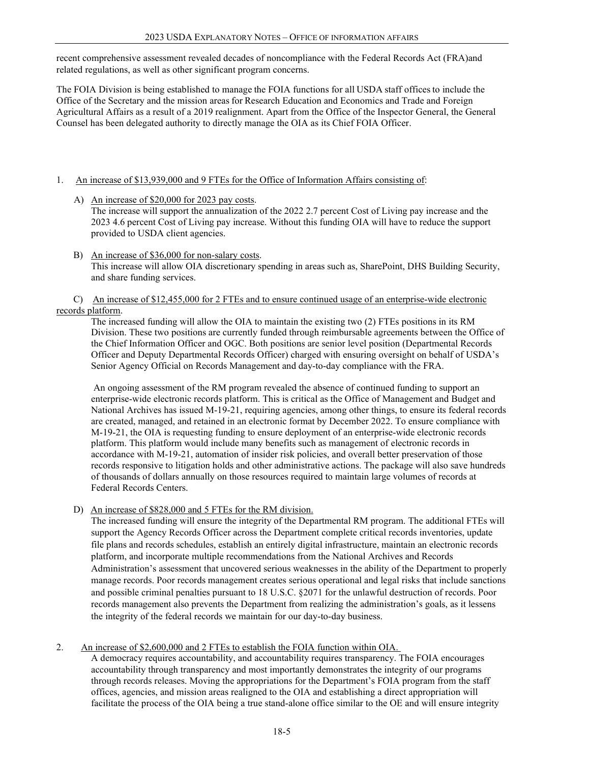recent comprehensive assessment revealed decades of noncompliance with the Federal Records Act (FRA)and related regulations, as well as other significant program concerns.

The FOIA Division is being established to manage the FOIA functions for all USDA staff offices to include the Office of the Secretary and the mission areas for Research Education and Economics and Trade and Foreign Agricultural Affairs as a result of a 2019 realignment. Apart from the Office of the Inspector General, the General Counsel has been delegated authority to directly manage the OIA as its Chief FOIA Officer.

1. An increase of $13,939,000 and 9 FTEs for the Office of Information Affairs consisting of:

   A) An increase of $20,000 for 2023 pay costs.
   The increase will support the annualization of the 2022 2.7 percent Cost of Living pay increase and the 2023 4.6 percent Cost of Living pay increase. Without this funding OIA will have to reduce the support provided to USDA client agencies.

   B) An increase of $36,000 for non-salary costs.
   This increase will allow OIA discretionary spending in areas such as, SharePoint, DHS Building Security, and share funding services.

   C) An increase of $12,455,000 for 2 FTEs and to ensure continued usage of an enterprise-wide electronic records platform.
   The increased funding will allow the OIA to maintain the existing two (2) FTEs positions in its RM Division. These two positions are currently funded through reimbursable agreements between the Office of the Chief Information Officer and OGC. Both positions are senior level position (Departmental Records Officer and Deputy Departmental Records Officer) charged with ensuring oversight on behalf of USDA's Senior Agency Official on Records Management and day-to-day compliance with the FRA.

   An ongoing assessment of the RM program revealed the absence of continued funding to support an enterprise-wide electronic records platform. This is critical as the Office of Management and Budget and National Archives has issued M-19-21, requiring agencies, among other things, to ensure its federal records are created, managed, and retained in an electronic format by December 2022. To ensure compliance with M-19-21, the OIA is requesting funding to ensure deployment of an enterprise-wide electronic records platform. This platform would include many benefits such as management of electronic records in accordance with M-19-21, automation of insider risk policies, and overall better preservation of those records responsive to litigation holds and other administrative actions. The package will also save hundreds of thousands of dollars annually on those resources required to maintain large volumes of records at Federal Records Centers.

   D) An increase of $828,000 and 5 FTEs for the RM division.
   The increased funding will ensure the integrity of the Departmental RM program. The additional FTEs will support the Agency Records Officer across the Department complete critical records inventories, update file plans and records schedules, establish an entirely digital infrastructure, maintain an electronic records platform, and incorporate multiple recommendations from the National Archives and Records Administration's assessment that uncovered serious weaknesses in the ability of the Department to properly manage records. Poor records management creates serious operational and legal risks that include sanctions and possible criminal penalties pursuant to 18 U.S.C. §2071 for the unlawful destruction of records. Poor records management also prevents the Department from realizing the administration's goals, as it lessens the integrity of the federal records we maintain for our day-to-day business.

2. An increase of $2,600,000 and 2 FTEs to establish the FOIA function within OIA.
   A democracy requires accountability, and accountability requires transparency. The FOIA encourages accountability through transparency and most importantly demonstrates the integrity of our programs through records releases. Moving the appropriations for the Department's FOIA program from the staff offices, agencies, and mission areas realigned to the OIA and establishing a direct appropriation will facilitate the process of the OIA being a true stand-alone office similar to the OE and will ensure integrity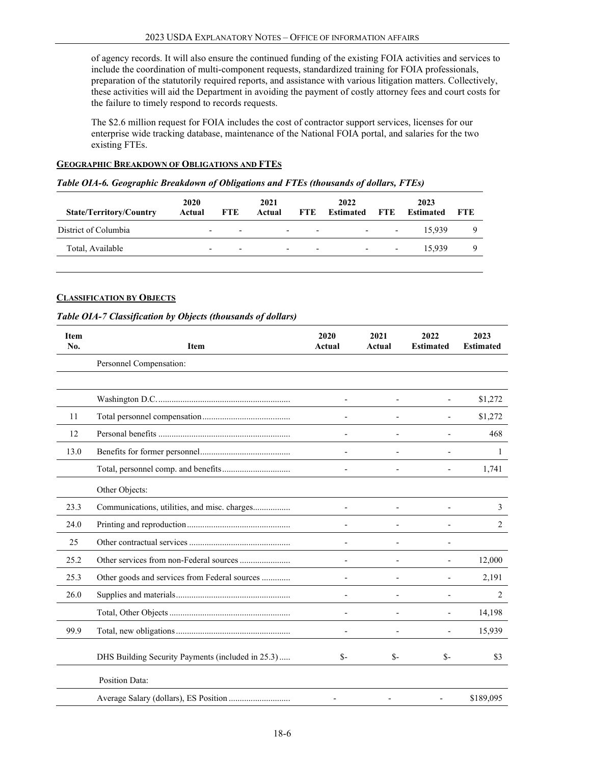of agency records. It will also ensure the continued funding of the existing FOIA activities and services to include the coordination of multi-component requests, standardized training for FOIA professionals, preparation of the statutorily required reports, and assistance with various litigation matters. Collectively, these activities will aid the Department in avoiding the payment of costly attorney fees and court costs for the failure to timely respond to records requests.

The $2.6 million request for FOIA includes the cost of contractor support services, licenses for our enterprise wide tracking database, maintenance of the National FOIA portal, and salaries for the two existing FTEs.

## Geographic Breakdown of Obligations and FTEs

*Table OIA-6. Geographic Breakdown of Obligations and FTEs (thousands of dollars, FTEs)*

| State/Territory/Country | 2020 Actual | FTE | 2021 Actual | FTE | 2022 Estimated | FTE | 2023 Estimated | FTE |
|---|---|---|---|---|---|---|---|---|
| District of Columbia | - | - | - | - | - | - | 15,939 | 9 |
| Total, Available | - | - | - | - | - | - | 15,939 | 9 |

## Classification by Objects

*Table OIA-7 Classification by Objects (thousands of dollars)*

| Item No. | Item | 2020 Actual | 2021 Actual | 2022 Estimated | 2023 Estimated |
|---|---|---|---|---|---|
| | Personnel Compensation: | | | | |
| | Washington D.C. | - | - | - | $1,272 |
| 11 | Total personnel compensation | - | - | - | $1,272 |
| 12 | Personal benefits | - | - | - | 468 |
| 13.0 | Benefits for former personnel | - | - | - | 1 |
| | Total, personnel comp. and benefits | - | - | - | 1,741 |
| | Other Objects: | | | | |
| 23.3 | Communications, utilities, and misc. charges | - | - | - | 3 |
| 24.0 | Printing and reproduction | - | - | - | 2 |
| 25 | Other contractual services | - | - | - | |
| 25.2 | Other services from non-Federal sources | - | - | - | 12,000 |
| 25.3 | Other goods and services from Federal sources | - | - | - | 2,191 |
| 26.0 | Supplies and materials | - | - | - | 2 |
| | Total, Other Objects | - | - | - | 14,198 |
| 99.9 | Total, new obligations | - | - | - | 15,939 |
| | DHS Building Security Payments (included in 25.3) | $- | $- | $- | $3 |
| | Position Data: | | | | |
| | Average Salary (dollars), ES Position | - | - | - | $189,095 |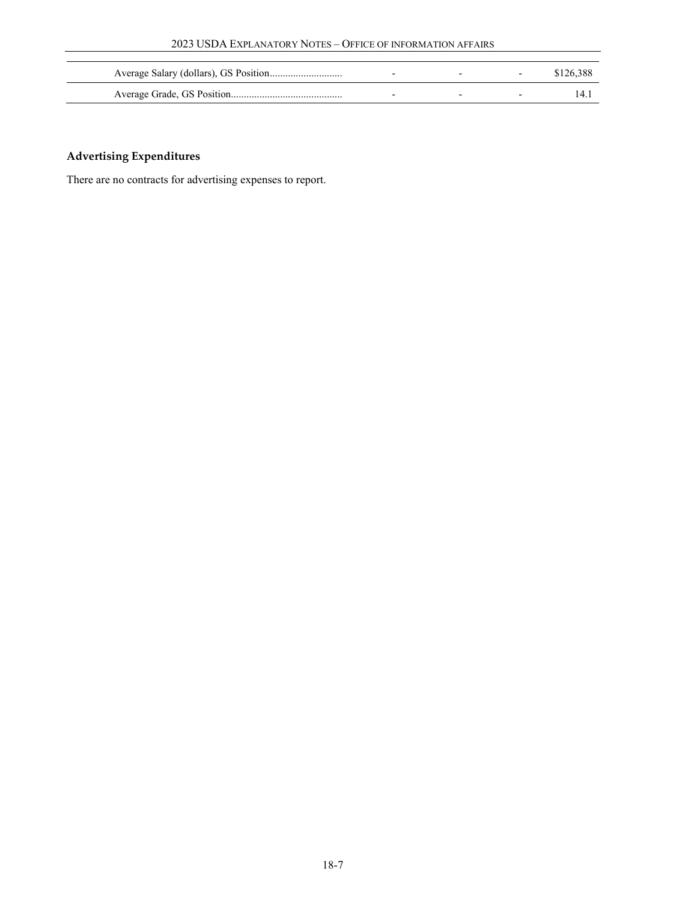| | | | | |
|---|---|---|---|---|
| Average Salary (dollars), GS Position | - | - | - | $126,388 |
| Average Grade, GS Position | - | - | - | 14.1 |

## Advertising Expenditures

There are no contracts for advertising expenses to report.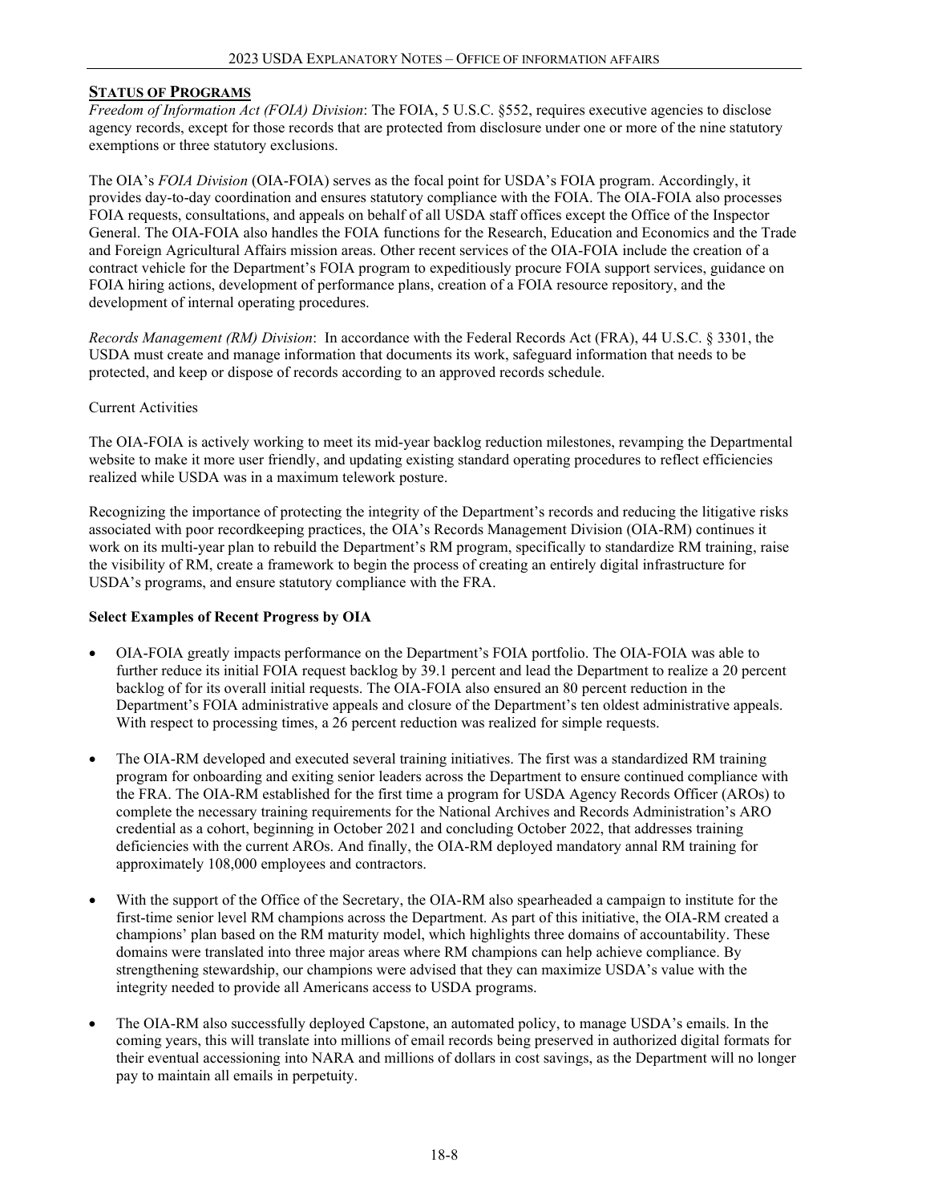## STATUS OF PROGRAMS

*Freedom of Information Act (FOIA) Division*: The FOIA, 5 U.S.C. §552, requires executive agencies to disclose agency records, except for those records that are protected from disclosure under one or more of the nine statutory exemptions or three statutory exclusions.

The OIA's *FOIA Division* (OIA-FOIA) serves as the focal point for USDA's FOIA program. Accordingly, it provides day-to-day coordination and ensures statutory compliance with the FOIA. The OIA-FOIA also processes FOIA requests, consultations, and appeals on behalf of all USDA staff offices except the Office of the Inspector General. The OIA-FOIA also handles the FOIA functions for the Research, Education and Economics and the Trade and Foreign Agricultural Affairs mission areas. Other recent services of the OIA-FOIA include the creation of a contract vehicle for the Department's FOIA program to expeditiously procure FOIA support services, guidance on FOIA hiring actions, development of performance plans, creation of a FOIA resource repository, and the development of internal operating procedures.

*Records Management (RM) Division*: In accordance with the Federal Records Act (FRA), 44 U.S.C. § 3301, the USDA must create and manage information that documents its work, safeguard information that needs to be protected, and keep or dispose of records according to an approved records schedule.

Current Activities

The OIA-FOIA is actively working to meet its mid-year backlog reduction milestones, revamping the Departmental website to make it more user friendly, and updating existing standard operating procedures to reflect efficiencies realized while USDA was in a maximum telework posture.

Recognizing the importance of protecting the integrity of the Department's records and reducing the litigative risks associated with poor recordkeeping practices, the OIA's Records Management Division (OIA-RM) continues it work on its multi-year plan to rebuild the Department's RM program, specifically to standardize RM training, raise the visibility of RM, create a framework to begin the process of creating an entirely digital infrastructure for USDA's programs, and ensure statutory compliance with the FRA.

**Select Examples of Recent Progress by OIA**

- OIA-FOIA greatly impacts performance on the Department's FOIA portfolio. The OIA-FOIA was able to further reduce its initial FOIA request backlog by 39.1 percent and lead the Department to realize a 20 percent backlog of for its overall initial requests. The OIA-FOIA also ensured an 80 percent reduction in the Department's FOIA administrative appeals and closure of the Department's ten oldest administrative appeals. With respect to processing times, a 26 percent reduction was realized for simple requests.
- The OIA-RM developed and executed several training initiatives. The first was a standardized RM training program for onboarding and exiting senior leaders across the Department to ensure continued compliance with the FRA. The OIA-RM established for the first time a program for USDA Agency Records Officer (AROs) to complete the necessary training requirements for the National Archives and Records Administration's ARO credential as a cohort, beginning in October 2021 and concluding October 2022, that addresses training deficiencies with the current AROs. And finally, the OIA-RM deployed mandatory annal RM training for approximately 108,000 employees and contractors.
- With the support of the Office of the Secretary, the OIA-RM also spearheaded a campaign to institute for the first-time senior level RM champions across the Department. As part of this initiative, the OIA-RM created a champions' plan based on the RM maturity model, which highlights three domains of accountability. These domains were translated into three major areas where RM champions can help achieve compliance. By strengthening stewardship, our champions were advised that they can maximize USDA's value with the integrity needed to provide all Americans access to USDA programs.
- The OIA-RM also successfully deployed Capstone, an automated policy, to manage USDA's emails. In the coming years, this will translate into millions of email records being preserved in authorized digital formats for their eventual accessioning into NARA and millions of dollars in cost savings, as the Department will no longer pay to maintain all emails in perpetuity.